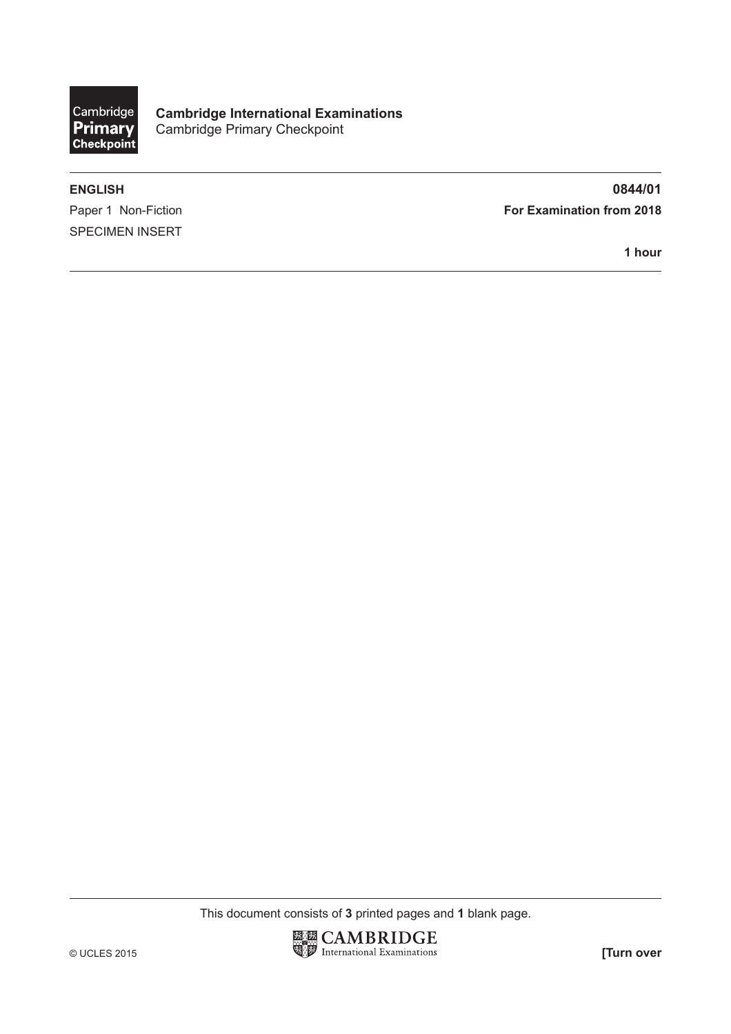Cambridge Primary Checkpoint

**Cambridge International Examinations**
Cambridge Primary Checkpoint

---

**ENGLISH** **0844/01**

Paper 1 Non-Fiction **For Examination from 2018**

SPECIMEN INSERT

**1 hour**

---

This document consists of **3** printed pages and **1** blank page.

© UCLES 2015

CAMBRIDGE International Examinations

**[Turn over**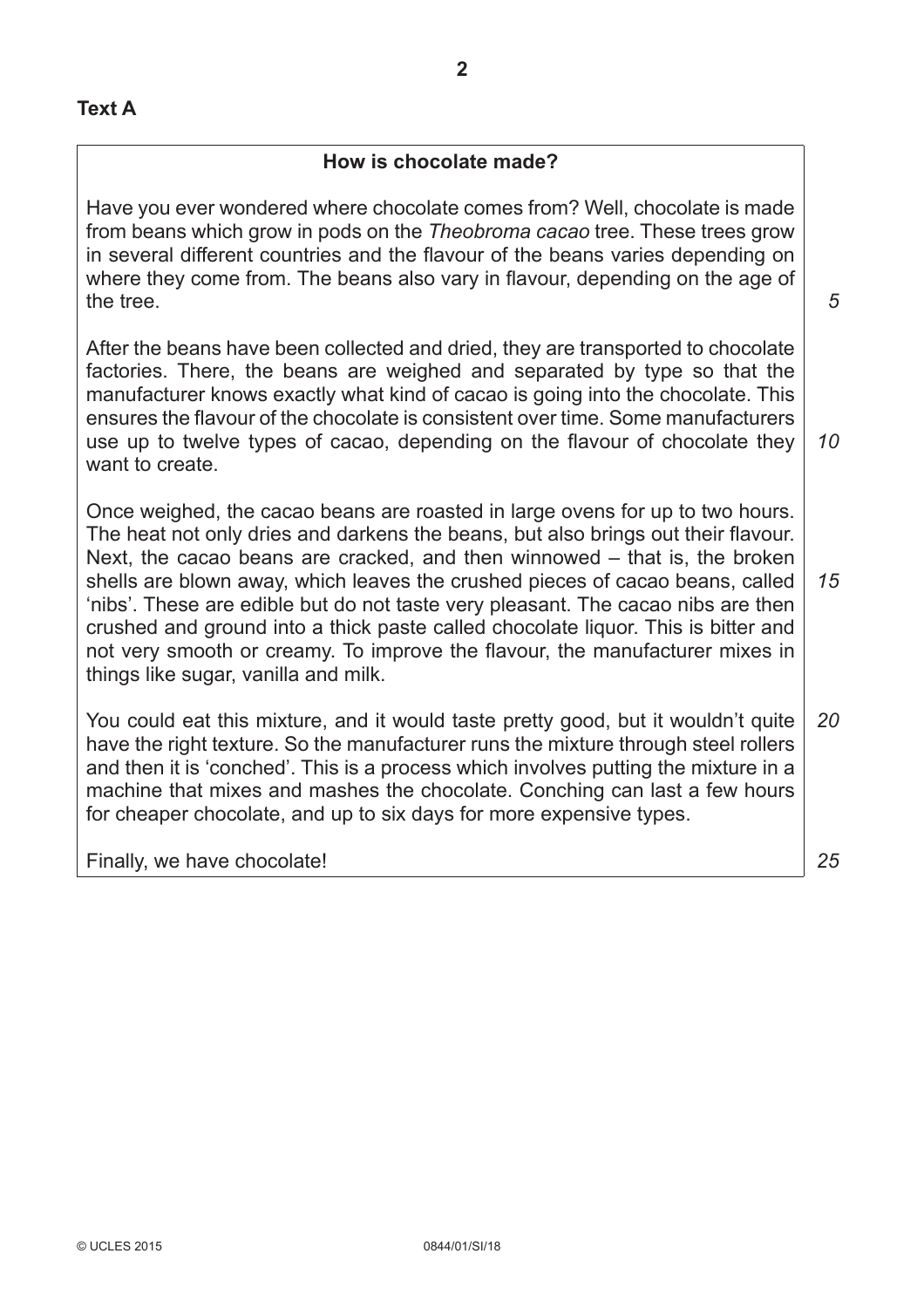## Text A

### How is chocolate made?

Have you ever wondered where chocolate comes from? Well, chocolate is made from beans which grow in pods on the *Theobroma cacao* tree. These trees grow in several different countries and the flavour of the beans varies depending on where they come from. The beans also vary in flavour, depending on the age of the tree.

After the beans have been collected and dried, they are transported to chocolate factories. There, the beans are weighed and separated by type so that the manufacturer knows exactly what kind of cacao is going into the chocolate. This ensures the flavour of the chocolate is consistent over time. Some manufacturers use up to twelve types of cacao, depending on the flavour of chocolate they want to create.

Once weighed, the cacao beans are roasted in large ovens for up to two hours. The heat not only dries and darkens the beans, but also brings out their flavour. Next, the cacao beans are cracked, and then winnowed – that is, the broken shells are blown away, which leaves the crushed pieces of cacao beans, called 'nibs'. These are edible but do not taste very pleasant. The cacao nibs are then crushed and ground into a thick paste called chocolate liquor. This is bitter and not very smooth or creamy. To improve the flavour, the manufacturer mixes in things like sugar, vanilla and milk.

You could eat this mixture, and it would taste pretty good, but it wouldn't quite have the right texture. So the manufacturer runs the mixture through steel rollers and then it is 'conched'. This is a process which involves putting the mixture in a machine that mixes and mashes the chocolate. Conching can last a few hours for cheaper chocolate, and up to six days for more expensive types.

Finally, we have chocolate!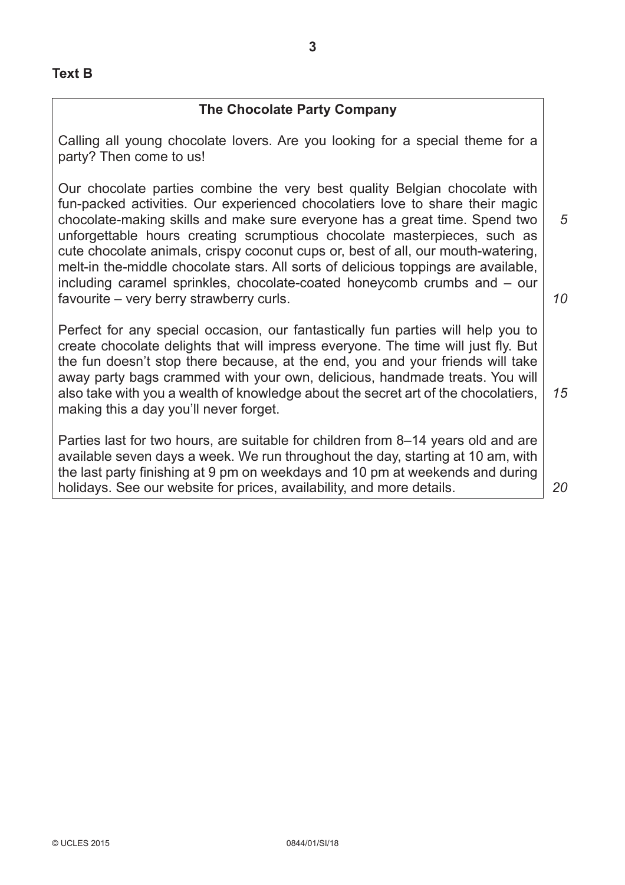**Text B**

### The Chocolate Party Company

Calling all young chocolate lovers. Are you looking for a special theme for a party? Then come to us!

Our chocolate parties combine the very best quality Belgian chocolate with fun-packed activities. Our experienced chocolatiers love to share their magic chocolate-making skills and make sure everyone has a great time. Spend two unforgettable hours creating scrumptious chocolate masterpieces, such as cute chocolate animals, crispy coconut cups or, best of all, our mouth-watering, melt-in the-middle chocolate stars. All sorts of delicious toppings are available, including caramel sprinkles, chocolate-coated honeycomb crumbs and – our favourite – very berry strawberry curls.

Perfect for any special occasion, our fantastically fun parties will help you to create chocolate delights that will impress everyone. The time will just fly. But the fun doesn't stop there because, at the end, you and your friends will take away party bags crammed with your own, delicious, handmade treats. You will also take with you a wealth of knowledge about the secret art of the chocolatiers, making this a day you'll never forget.

Parties last for two hours, are suitable for children from 8–14 years old and are available seven days a week. We run throughout the day, starting at 10 am, with the last party finishing at 9 pm on weekdays and 10 pm at weekends and during holidays. See our website for prices, availability, and more details.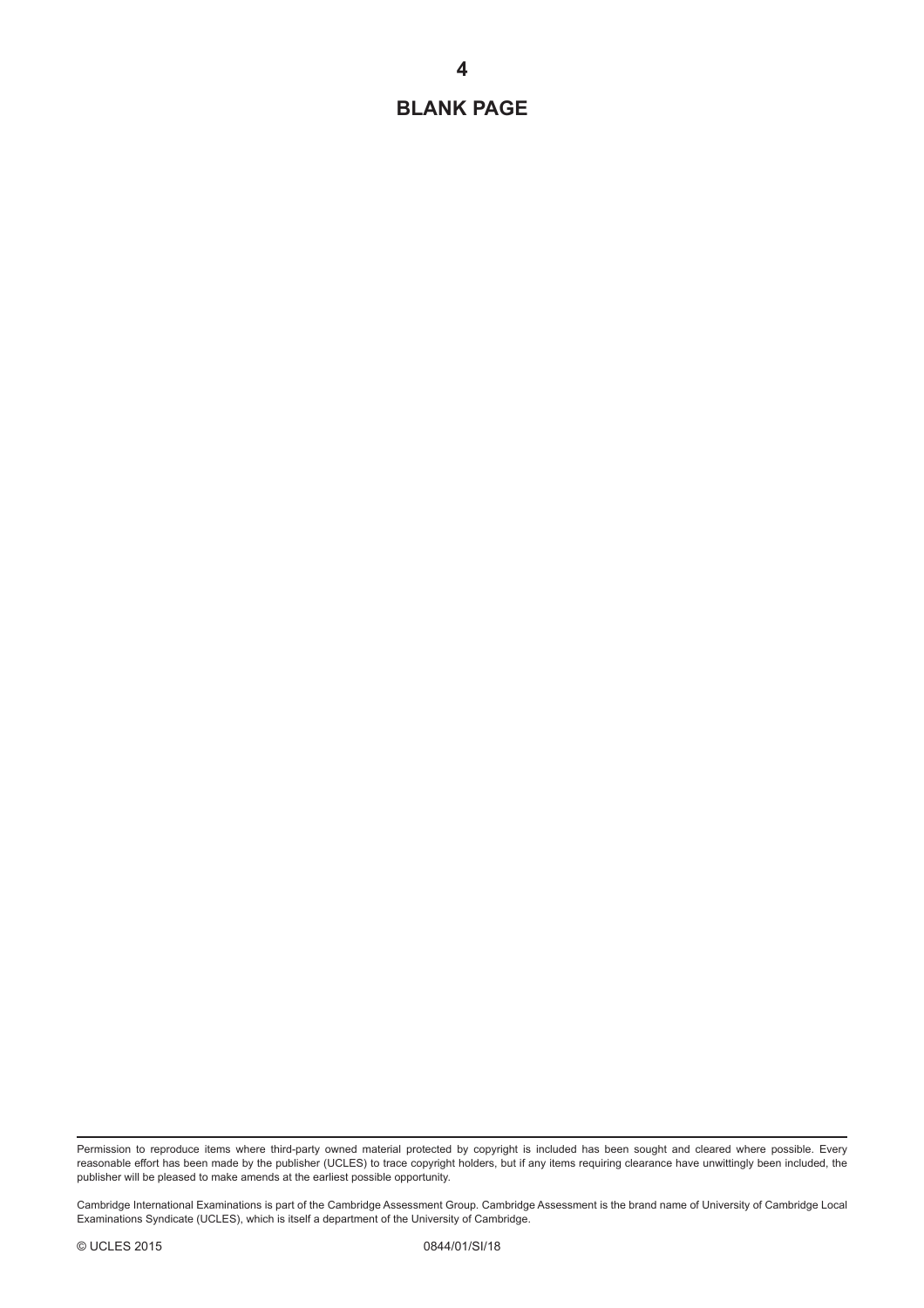**BLANK PAGE**

Permission to reproduce items where third-party owned material protected by copyright is included has been sought and cleared where possible. Every reasonable effort has been made by the publisher (UCLES) to trace copyright holders, but if any items requiring clearance have unwittingly been included, the publisher will be pleased to make amends at the earliest possible opportunity.

Cambridge International Examinations is part of the Cambridge Assessment Group. Cambridge Assessment is the brand name of University of Cambridge Local Examinations Syndicate (UCLES), which is itself a department of the University of Cambridge.

© UCLES 2015 0844/01/SI/18